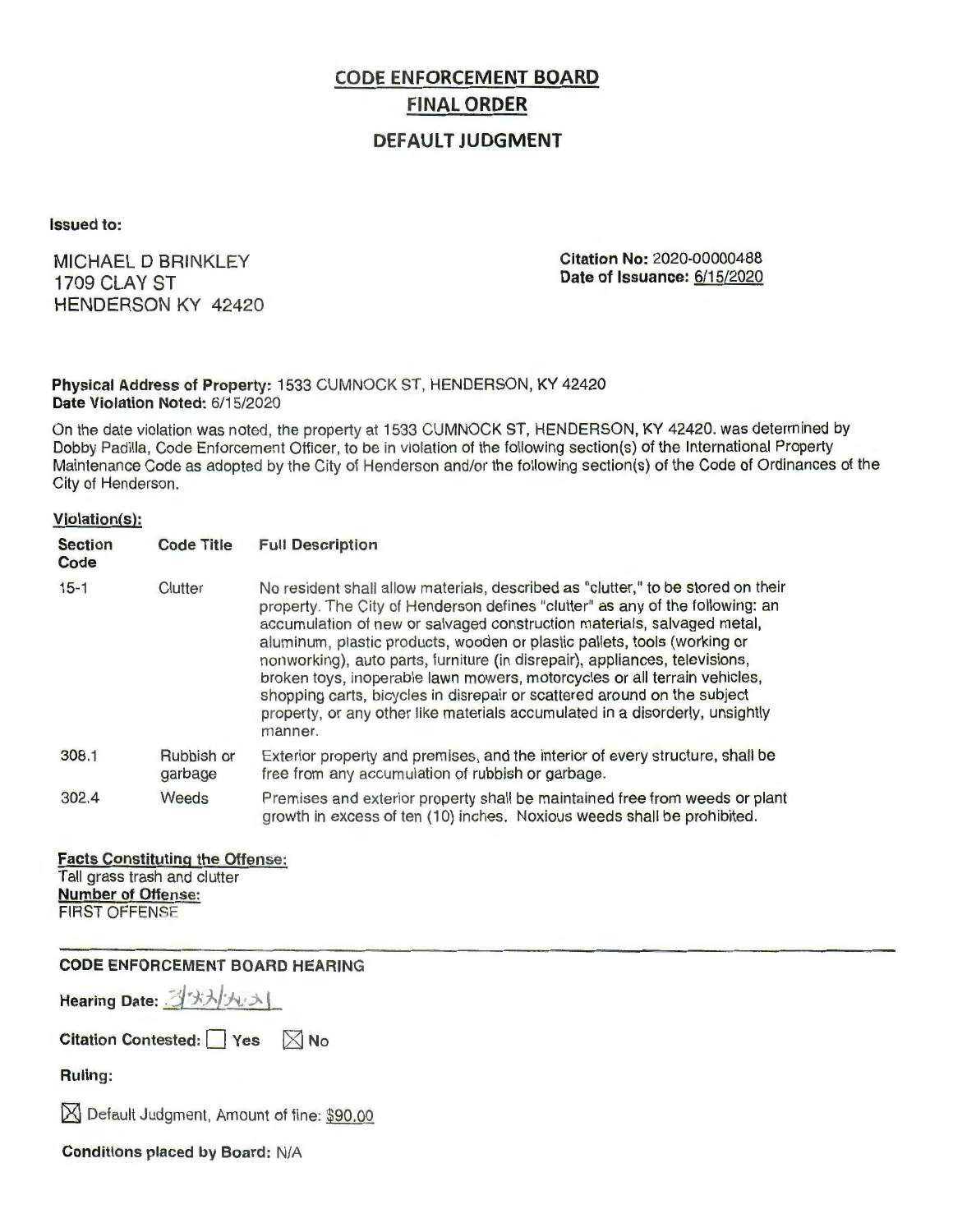# CODE ENFORCEMENT BOARD

## FINAL ORDER

### DEFAULT JUDGMENT

**Issued to:**

MICHAEL D BRINKLEY
1709 CLAY ST
HENDERSON KY 42420

**Citation No:** 2020-00000488
**Date of Issuance:** 6/15/2020

**Physical Address of Property:** 1533 CUMNOCK ST, HENDERSON, KY 42420
**Date Violation Noted:** 6/15/2020

On the date violation was noted, the property at 1533 CUMNOCK ST, HENDERSON, KY 42420. was determined by Dobby Padilla, Code Enforcement Officer, to be in violation of the following section(s) of the International Property Maintenance Code as adopted by the City of Henderson and/or the following section(s) of the Code of Ordinances of the City of Henderson.

**Violation(s):**

| Section Code | Code Title | Full Description |
|---|---|---|
| 15-1 | Clutter | No resident shall allow materials, described as "clutter," to be stored on their property. The City of Henderson defines "clutter" as any of the following: an accumulation of new or salvaged construction materials, salvaged metal, aluminum, plastic products, wooden or plastic pallets, tools (working or nonworking), auto parts, furniture (in disrepair), appliances, televisions, broken toys, inoperable lawn mowers, motorcycles or all terrain vehicles, shopping carts, bicycles in disrepair or scattered around on the subject property, or any other like materials accumulated in a disorderly, unsightly manner. |
| 308.1 | Rubbish or garbage | Exterior property and premises, and the interior of every structure, shall be free from any accumulation of rubbish or garbage. |
| 302.4 | Weeds | Premises and exterior property shall be maintained free from weeds or plant growth in excess of ten (10) inches. Noxious weeds shall be prohibited. |

**Facts Constituting the Offense:**
Tall grass trash and clutter
**Number of Offense:**
FIRST OFFENSE

**CODE ENFORCEMENT BOARD HEARING**

**Hearing Date:** 3/22/2021

**Citation Contested:** ☐ Yes ☒ No

**Ruling:**

☒ Default Judgment, Amount of fine: $90.00

**Conditions placed by Board:** N/A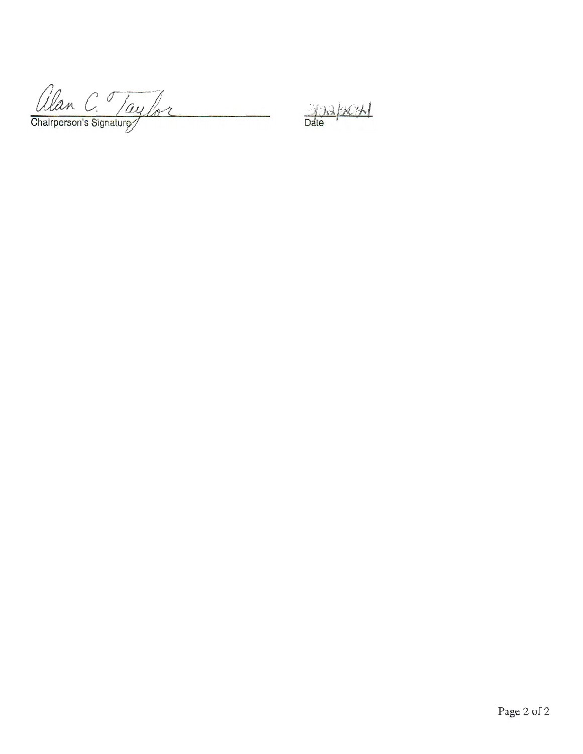Alan C. Taylor
Chairperson's Signature

3/22/2021
Date